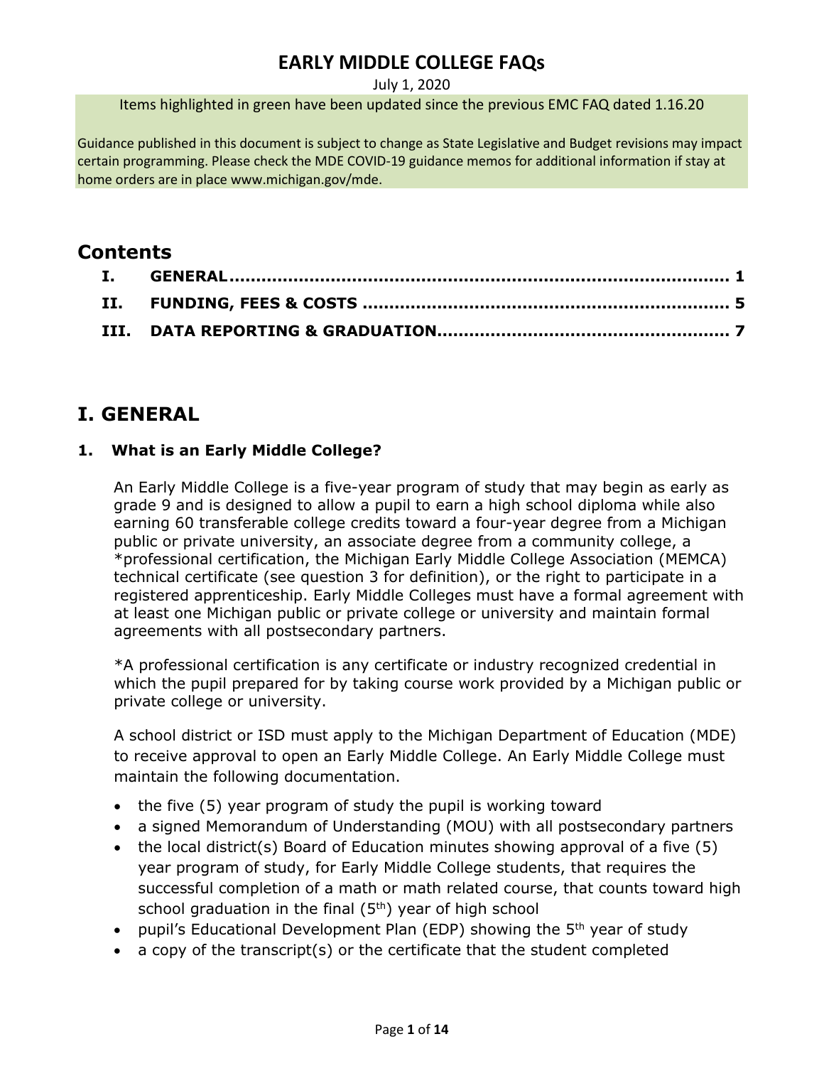# EARLY MIDDLE COLLEGE FAQs

July 1, 2020

Items highlighted in green have been updated since the previous EMC FAQ dated 1.16.20

Guidance published in this document is subject to change as State Legislative and Budget revisions may impact certain programming. Please check the MDE COVID-19 guidance memos for additional information if stay at home orders are in place www.michigan.gov/mde.

## Contents

- I. GENERAL .......... 1
- II. FUNDING, FEES & COSTS .......... 5
- III. DATA REPORTING & GRADUATION .......... 7

## I. GENERAL

### 1. What is an Early Middle College?

An Early Middle College is a five-year program of study that may begin as early as grade 9 and is designed to allow a pupil to earn a high school diploma while also earning 60 transferable college credits toward a four-year degree from a Michigan public or private university, an associate degree from a community college, a *professional certification, the Michigan Early Middle College Association (MEMCA) technical certificate (see question 3 for definition), or the right to participate in a registered apprenticeship. Early Middle Colleges must have a formal agreement with at least one Michigan public or private college or university and maintain formal agreements with all postsecondary partners.

*A professional certification is any certificate or industry recognized credential in which the pupil prepared for by taking course work provided by a Michigan public or private college or university.

A school district or ISD must apply to the Michigan Department of Education (MDE) to receive approval to open an Early Middle College. An Early Middle College must maintain the following documentation.

- the five (5) year program of study the pupil is working toward
- a signed Memorandum of Understanding (MOU) with all postsecondary partners
- the local district(s) Board of Education minutes showing approval of a five (5) year program of study, for Early Middle College students, that requires the successful completion of a math or math related course, that counts toward high school graduation in the final (5th) year of high school
- pupil's Educational Development Plan (EDP) showing the 5th year of study
- a copy of the transcript(s) or the certificate that the student completed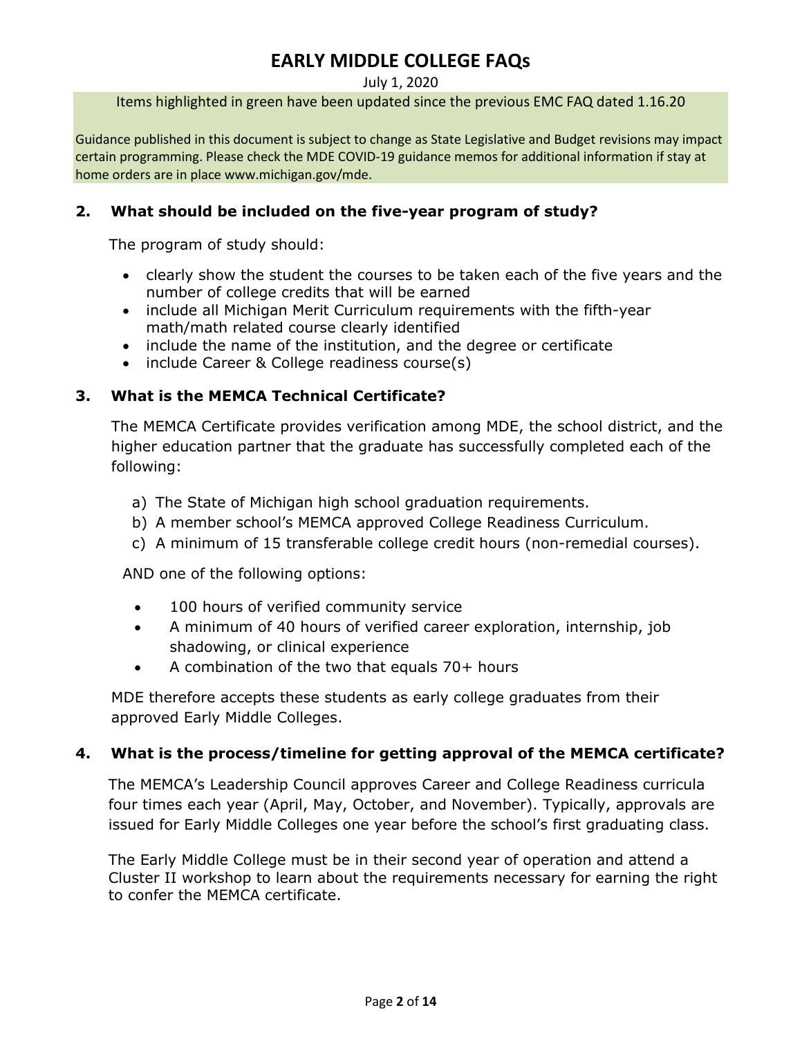# EARLY MIDDLE COLLEGE FAQs

July 1, 2020

Items highlighted in green have been updated since the previous EMC FAQ dated 1.16.20

Guidance published in this document is subject to change as State Legislative and Budget revisions may impact certain programming. Please check the MDE COVID-19 guidance memos for additional information if stay at home orders are in place www.michigan.gov/mde.

### 2. What should be included on the five-year program of study?

The program of study should:

- clearly show the student the courses to be taken each of the five years and the number of college credits that will be earned
- include all Michigan Merit Curriculum requirements with the fifth-year math/math related course clearly identified
- include the name of the institution, and the degree or certificate
- include Career & College readiness course(s)

### 3. What is the MEMCA Technical Certificate?

The MEMCA Certificate provides verification among MDE, the school district, and the higher education partner that the graduate has successfully completed each of the following:

a) The State of Michigan high school graduation requirements.
b) A member school's MEMCA approved College Readiness Curriculum.
c) A minimum of 15 transferable college credit hours (non-remedial courses).

AND one of the following options:

- 100 hours of verified community service
- A minimum of 40 hours of verified career exploration, internship, job shadowing, or clinical experience
- A combination of the two that equals 70+ hours

MDE therefore accepts these students as early college graduates from their approved Early Middle Colleges.

### 4. What is the process/timeline for getting approval of the MEMCA certificate?

The MEMCA's Leadership Council approves Career and College Readiness curricula four times each year (April, May, October, and November). Typically, approvals are issued for Early Middle Colleges one year before the school's first graduating class.

The Early Middle College must be in their second year of operation and attend a Cluster II workshop to learn about the requirements necessary for earning the right to confer the MEMCA certificate.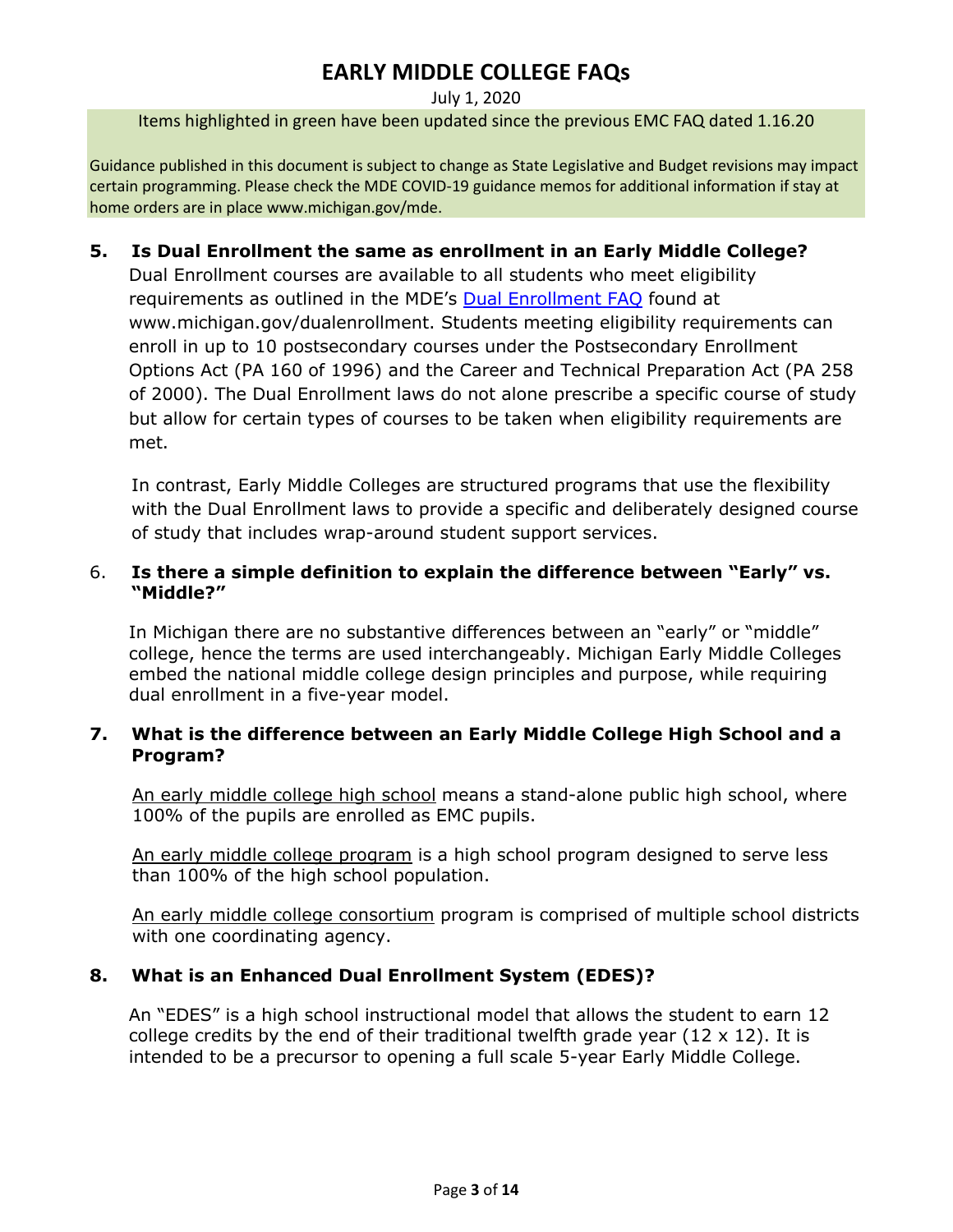# EARLY MIDDLE COLLEGE FAQs

July 1, 2020

Items highlighted in green have been updated since the previous EMC FAQ dated 1.16.20

Guidance published in this document is subject to change as State Legislative and Budget revisions may impact certain programming. Please check the MDE COVID-19 guidance memos for additional information if stay at home orders are in place www.michigan.gov/mde.

**5. Is Dual Enrollment the same as enrollment in an Early Middle College?**

Dual Enrollment courses are available to all students who meet eligibility requirements as outlined in the MDE's Dual Enrollment FAQ found at www.michigan.gov/dualenrollment. Students meeting eligibility requirements can enroll in up to 10 postsecondary courses under the Postsecondary Enrollment Options Act (PA 160 of 1996) and the Career and Technical Preparation Act (PA 258 of 2000). The Dual Enrollment laws do not alone prescribe a specific course of study but allow for certain types of courses to be taken when eligibility requirements are met.

In contrast, Early Middle Colleges are structured programs that use the flexibility with the Dual Enrollment laws to provide a specific and deliberately designed course of study that includes wrap-around student support services.

6. **Is there a simple definition to explain the difference between "Early" vs. "Middle?"**

In Michigan there are no substantive differences between an "early" or "middle" college, hence the terms are used interchangeably. Michigan Early Middle Colleges embed the national middle college design principles and purpose, while requiring dual enrollment in a five-year model.

**7. What is the difference between an Early Middle College High School and a Program?**

An early middle college high school means a stand-alone public high school, where 100% of the pupils are enrolled as EMC pupils.

An early middle college program is a high school program designed to serve less than 100% of the high school population.

An early middle college consortium program is comprised of multiple school districts with one coordinating agency.

**8. What is an Enhanced Dual Enrollment System (EDES)?**

An "EDES" is a high school instructional model that allows the student to earn 12 college credits by the end of their traditional twelfth grade year (12 x 12). It is intended to be a precursor to opening a full scale 5-year Early Middle College.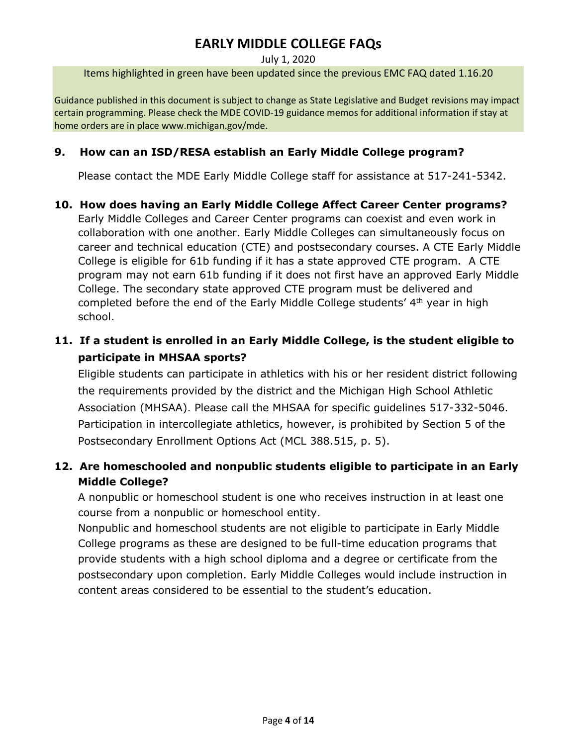# EARLY MIDDLE COLLEGE FAQs

July 1, 2020

Items highlighted in green have been updated since the previous EMC FAQ dated 1.16.20

Guidance published in this document is subject to change as State Legislative and Budget revisions may impact certain programming. Please check the MDE COVID-19 guidance memos for additional information if stay at home orders are in place www.michigan.gov/mde.

### 9. How can an ISD/RESA establish an Early Middle College program?

Please contact the MDE Early Middle College staff for assistance at 517-241-5342.

### 10. How does having an Early Middle College Affect Career Center programs?

Early Middle Colleges and Career Center programs can coexist and even work in collaboration with one another. Early Middle Colleges can simultaneously focus on career and technical education (CTE) and postsecondary courses. A CTE Early Middle College is eligible for 61b funding if it has a state approved CTE program. A CTE program may not earn 61b funding if it does not first have an approved Early Middle College. The secondary state approved CTE program must be delivered and completed before the end of the Early Middle College students' 4th year in high school.

### 11. If a student is enrolled in an Early Middle College, is the student eligible to participate in MHSAA sports?

Eligible students can participate in athletics with his or her resident district following the requirements provided by the district and the Michigan High School Athletic Association (MHSAA). Please call the MHSAA for specific guidelines 517-332-5046. Participation in intercollegiate athletics, however, is prohibited by Section 5 of the Postsecondary Enrollment Options Act (MCL 388.515, p. 5).

### 12. Are homeschooled and nonpublic students eligible to participate in an Early Middle College?

A nonpublic or homeschool student is one who receives instruction in at least one course from a nonpublic or homeschool entity.

Nonpublic and homeschool students are not eligible to participate in Early Middle College programs as these are designed to be full-time education programs that provide students with a high school diploma and a degree or certificate from the postsecondary upon completion. Early Middle Colleges would include instruction in content areas considered to be essential to the student's education.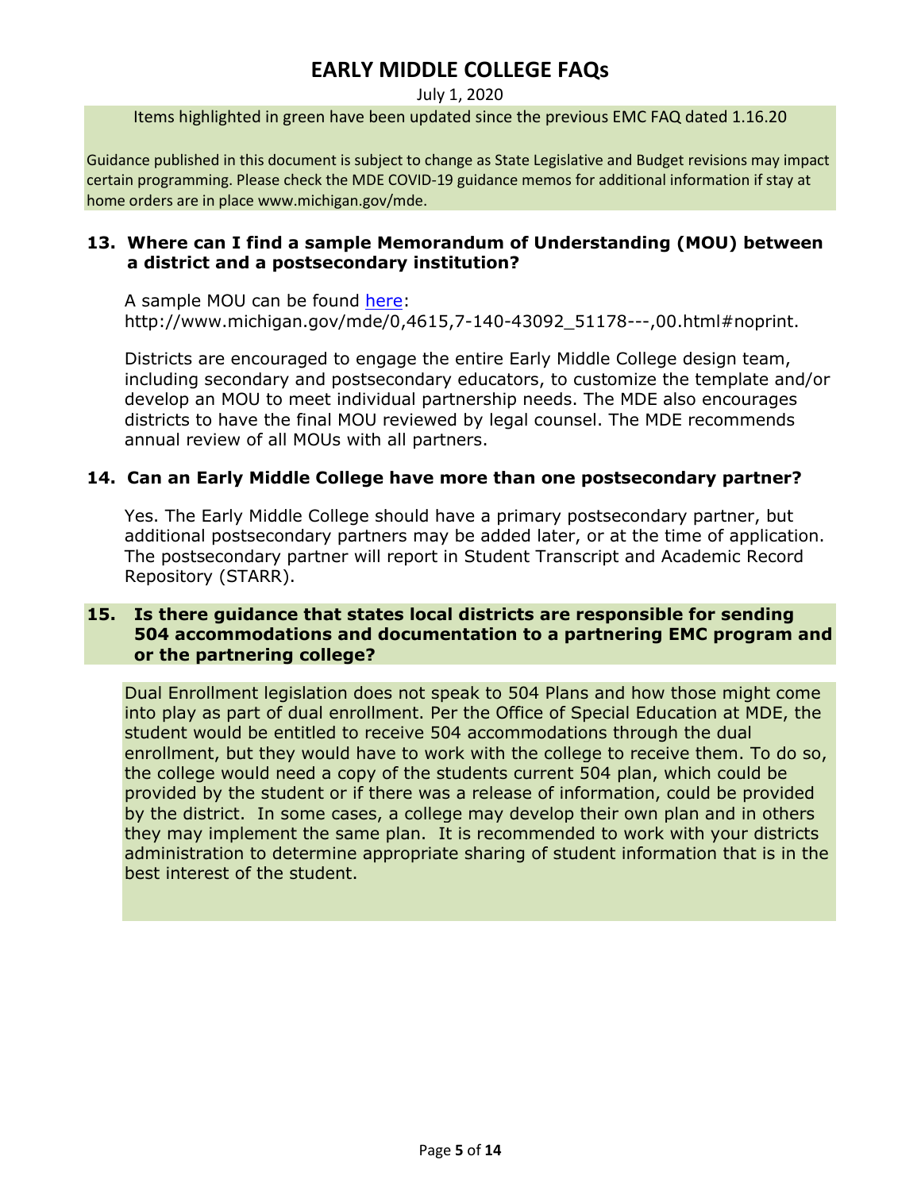# EARLY MIDDLE COLLEGE FAQs

July 1, 2020

Items highlighted in green have been updated since the previous EMC FAQ dated 1.16.20

Guidance published in this document is subject to change as State Legislative and Budget revisions may impact certain programming. Please check the MDE COVID-19 guidance memos for additional information if stay at home orders are in place www.michigan.gov/mde.

### 13. Where can I find a sample Memorandum of Understanding (MOU) between a district and a postsecondary institution?

A sample MOU can be found [here](http://www.michigan.gov/mde/0,4615,7-140-43092_51178---,00.html#noprint): http://www.michigan.gov/mde/0,4615,7-140-43092_51178---,00.html#noprint.

Districts are encouraged to engage the entire Early Middle College design team, including secondary and postsecondary educators, to customize the template and/or develop an MOU to meet individual partnership needs. The MDE also encourages districts to have the final MOU reviewed by legal counsel. The MDE recommends annual review of all MOUs with all partners.

### 14. Can an Early Middle College have more than one postsecondary partner?

Yes. The Early Middle College should have a primary postsecondary partner, but additional postsecondary partners may be added later, or at the time of application. The postsecondary partner will report in Student Transcript and Academic Record Repository (STARR).

### 15. Is there guidance that states local districts are responsible for sending 504 accommodations and documentation to a partnering EMC program and or the partnering college?

Dual Enrollment legislation does not speak to 504 Plans and how those might come into play as part of dual enrollment. Per the Office of Special Education at MDE, the student would be entitled to receive 504 accommodations through the dual enrollment, but they would have to work with the college to receive them. To do so, the college would need a copy of the students current 504 plan, which could be provided by the student or if there was a release of information, could be provided by the district. In some cases, a college may develop their own plan and in others they may implement the same plan. It is recommended to work with your districts administration to determine appropriate sharing of student information that is in the best interest of the student.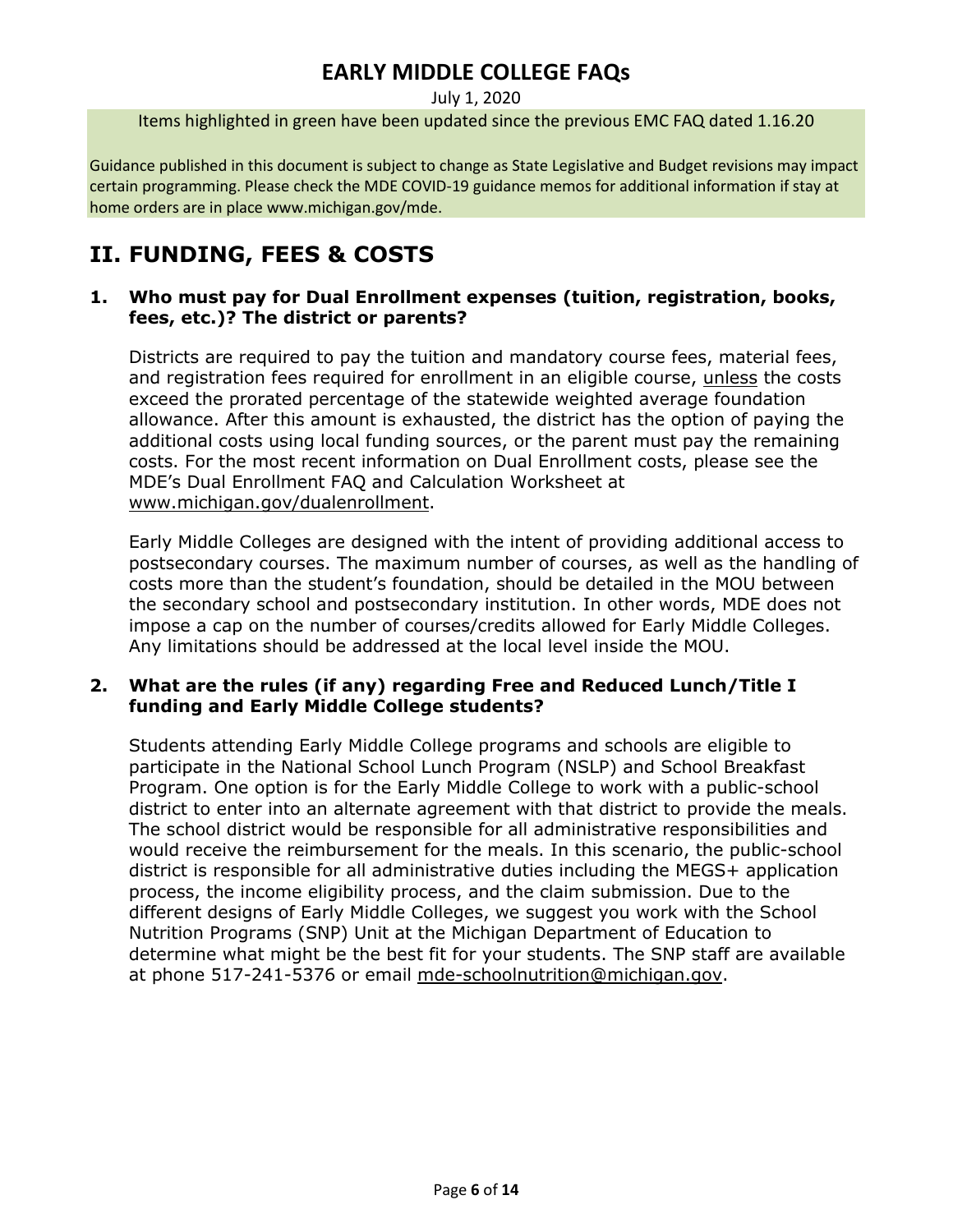# EARLY MIDDLE COLLEGE FAQs

July 1, 2020

Items highlighted in green have been updated since the previous EMC FAQ dated 1.16.20

Guidance published in this document is subject to change as State Legislative and Budget revisions may impact certain programming. Please check the MDE COVID-19 guidance memos for additional information if stay at home orders are in place www.michigan.gov/mde.

## II. FUNDING, FEES & COSTS

### 1. Who must pay for Dual Enrollment expenses (tuition, registration, books, fees, etc.)? The district or parents?

Districts are required to pay the tuition and mandatory course fees, material fees, and registration fees required for enrollment in an eligible course, unless the costs exceed the prorated percentage of the statewide weighted average foundation allowance. After this amount is exhausted, the district has the option of paying the additional costs using local funding sources, or the parent must pay the remaining costs. For the most recent information on Dual Enrollment costs, please see the MDE's Dual Enrollment FAQ and Calculation Worksheet at www.michigan.gov/dualenrollment.

Early Middle Colleges are designed with the intent of providing additional access to postsecondary courses. The maximum number of courses, as well as the handling of costs more than the student's foundation, should be detailed in the MOU between the secondary school and postsecondary institution. In other words, MDE does not impose a cap on the number of courses/credits allowed for Early Middle Colleges. Any limitations should be addressed at the local level inside the MOU.

### 2. What are the rules (if any) regarding Free and Reduced Lunch/Title I funding and Early Middle College students?

Students attending Early Middle College programs and schools are eligible to participate in the National School Lunch Program (NSLP) and School Breakfast Program. One option is for the Early Middle College to work with a public-school district to enter into an alternate agreement with that district to provide the meals. The school district would be responsible for all administrative responsibilities and would receive the reimbursement for the meals. In this scenario, the public-school district is responsible for all administrative duties including the MEGS+ application process, the income eligibility process, and the claim submission. Due to the different designs of Early Middle Colleges, we suggest you work with the School Nutrition Programs (SNP) Unit at the Michigan Department of Education to determine what might be the best fit for your students. The SNP staff are available at phone 517-241-5376 or email mde-schoolnutrition@michigan.gov.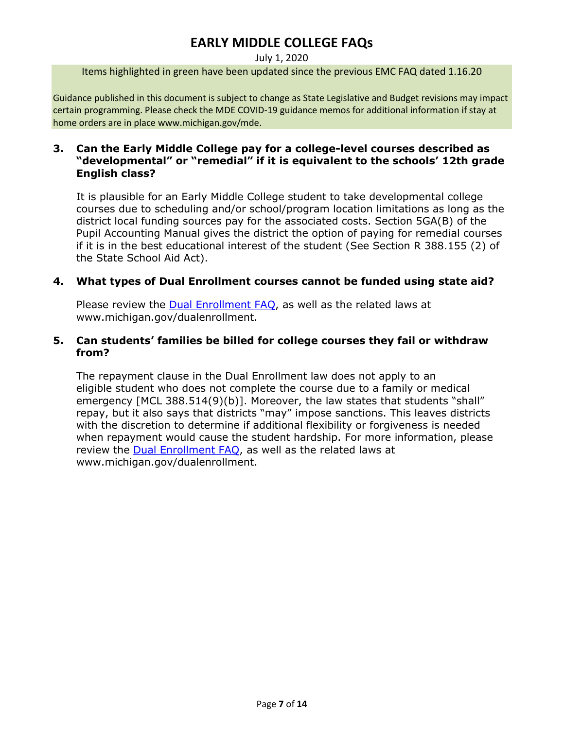# EARLY MIDDLE COLLEGE FAQs

July 1, 2020

Items highlighted in green have been updated since the previous EMC FAQ dated 1.16.20

Guidance published in this document is subject to change as State Legislative and Budget revisions may impact certain programming. Please check the MDE COVID-19 guidance memos for additional information if stay at home orders are in place www.michigan.gov/mde.

**3. Can the Early Middle College pay for a college-level courses described as "developmental" or "remedial" if it is equivalent to the schools' 12th grade English class?**

It is plausible for an Early Middle College student to take developmental college courses due to scheduling and/or school/program location limitations as long as the district local funding sources pay for the associated costs. Section 5GA(B) of the Pupil Accounting Manual gives the district the option of paying for remedial courses if it is in the best educational interest of the student (See Section R 388.155 (2) of the State School Aid Act).

**4. What types of Dual Enrollment courses cannot be funded using state aid?**

Please review the Dual Enrollment FAQ, as well as the related laws at www.michigan.gov/dualenrollment.

**5. Can students' families be billed for college courses they fail or withdraw from?**

The repayment clause in the Dual Enrollment law does not apply to an eligible student who does not complete the course due to a family or medical emergency [MCL 388.514(9)(b)]. Moreover, the law states that students "shall" repay, but it also says that districts "may" impose sanctions. This leaves districts with the discretion to determine if additional flexibility or forgiveness is needed when repayment would cause the student hardship. For more information, please review the Dual Enrollment FAQ, as well as the related laws at www.michigan.gov/dualenrollment.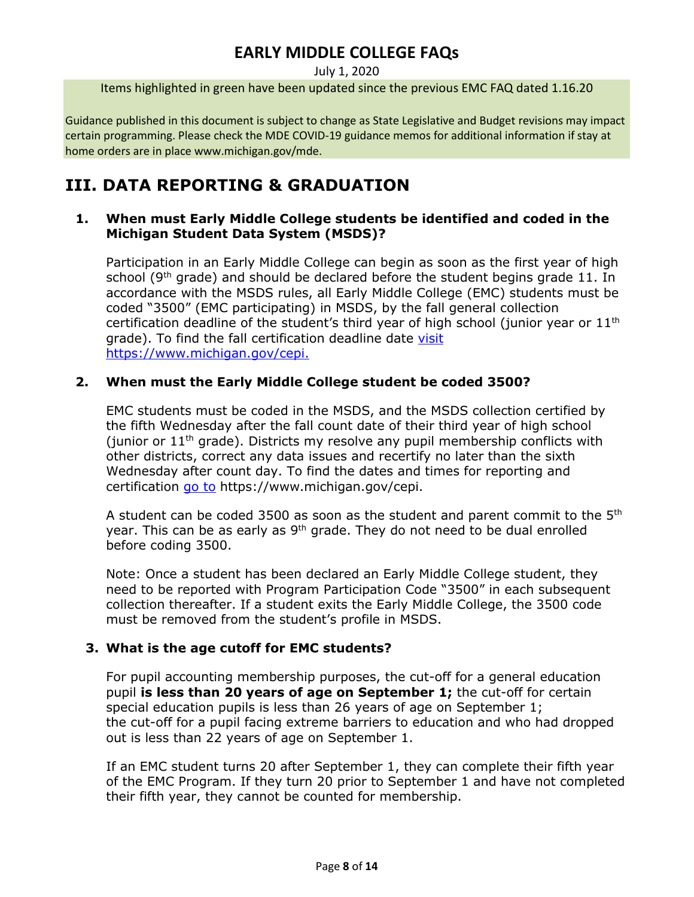# EARLY MIDDLE COLLEGE FAQs

July 1, 2020

Items highlighted in green have been updated since the previous EMC FAQ dated 1.16.20

Guidance published in this document is subject to change as State Legislative and Budget revisions may impact certain programming. Please check the MDE COVID-19 guidance memos for additional information if stay at home orders are in place www.michigan.gov/mde.

## III. DATA REPORTING & GRADUATION

### 1. When must Early Middle College students be identified and coded in the Michigan Student Data System (MSDS)?

Participation in an Early Middle College can begin as soon as the first year of high school (9th grade) and should be declared before the student begins grade 11. In accordance with the MSDS rules, all Early Middle College (EMC) students must be coded "3500" (EMC participating) in MSDS, by the fall general collection certification deadline of the student's third year of high school (junior year or 11th grade). To find the fall certification deadline date visit https://www.michigan.gov/cepi.

### 2. When must the Early Middle College student be coded 3500?

EMC students must be coded in the MSDS, and the MSDS collection certified by the fifth Wednesday after the fall count date of their third year of high school (junior or 11th grade). Districts my resolve any pupil membership conflicts with other districts, correct any data issues and recertify no later than the sixth Wednesday after count day. To find the dates and times for reporting and certification go to https://www.michigan.gov/cepi.

A student can be coded 3500 as soon as the student and parent commit to the 5th year. This can be as early as 9th grade. They do not need to be dual enrolled before coding 3500.

Note: Once a student has been declared an Early Middle College student, they need to be reported with Program Participation Code "3500" in each subsequent collection thereafter. If a student exits the Early Middle College, the 3500 code must be removed from the student's profile in MSDS.

### 3. What is the age cutoff for EMC students?

For pupil accounting membership purposes, the cut-off for a general education pupil **is less than 20 years of age on September 1;** the cut-off for certain special education pupils is less than 26 years of age on September 1; the cut-off for a pupil facing extreme barriers to education and who had dropped out is less than 22 years of age on September 1.

If an EMC student turns 20 after September 1, they can complete their fifth year of the EMC Program. If they turn 20 prior to September 1 and have not completed their fifth year, they cannot be counted for membership.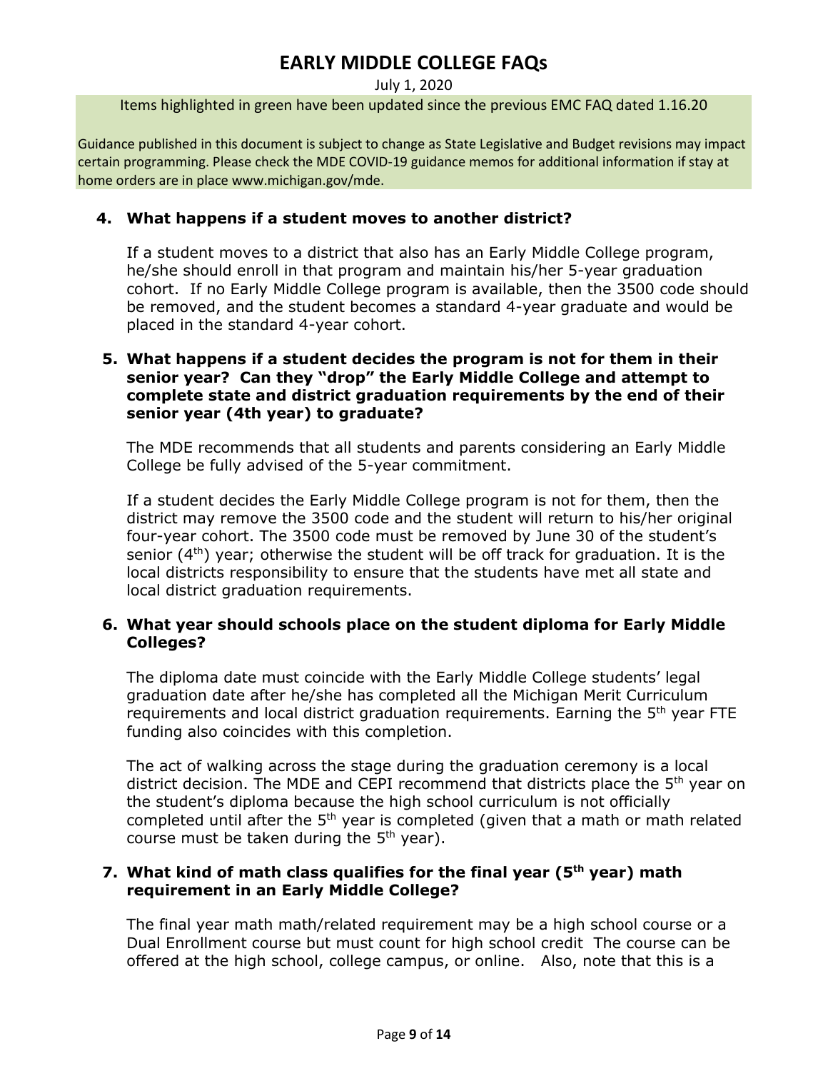# EARLY MIDDLE COLLEGE FAQs

July 1, 2020

Items highlighted in green have been updated since the previous EMC FAQ dated 1.16.20

Guidance published in this document is subject to change as State Legislative and Budget revisions may impact certain programming. Please check the MDE COVID-19 guidance memos for additional information if stay at home orders are in place www.michigan.gov/mde.

**4. What happens if a student moves to another district?**

If a student moves to a district that also has an Early Middle College program, he/she should enroll in that program and maintain his/her 5-year graduation cohort. If no Early Middle College program is available, then the 3500 code should be removed, and the student becomes a standard 4-year graduate and would be placed in the standard 4-year cohort.

**5. What happens if a student decides the program is not for them in their senior year? Can they "drop" the Early Middle College and attempt to complete state and district graduation requirements by the end of their senior year (4th year) to graduate?**

The MDE recommends that all students and parents considering an Early Middle College be fully advised of the 5-year commitment.

If a student decides the Early Middle College program is not for them, then the district may remove the 3500 code and the student will return to his/her original four-year cohort. The 3500 code must be removed by June 30 of the student's senior (4th) year; otherwise the student will be off track for graduation. It is the local districts responsibility to ensure that the students have met all state and local district graduation requirements.

**6. What year should schools place on the student diploma for Early Middle Colleges?**

The diploma date must coincide with the Early Middle College students' legal graduation date after he/she has completed all the Michigan Merit Curriculum requirements and local district graduation requirements. Earning the 5th year FTE funding also coincides with this completion.

The act of walking across the stage during the graduation ceremony is a local district decision. The MDE and CEPI recommend that districts place the 5th year on the student's diploma because the high school curriculum is not officially completed until after the 5th year is completed (given that a math or math related course must be taken during the 5th year).

**7. What kind of math class qualifies for the final year (5th year) math requirement in an Early Middle College?**

The final year math math/related requirement may be a high school course or a Dual Enrollment course but must count for high school credit The course can be offered at the high school, college campus, or online. Also, note that this is a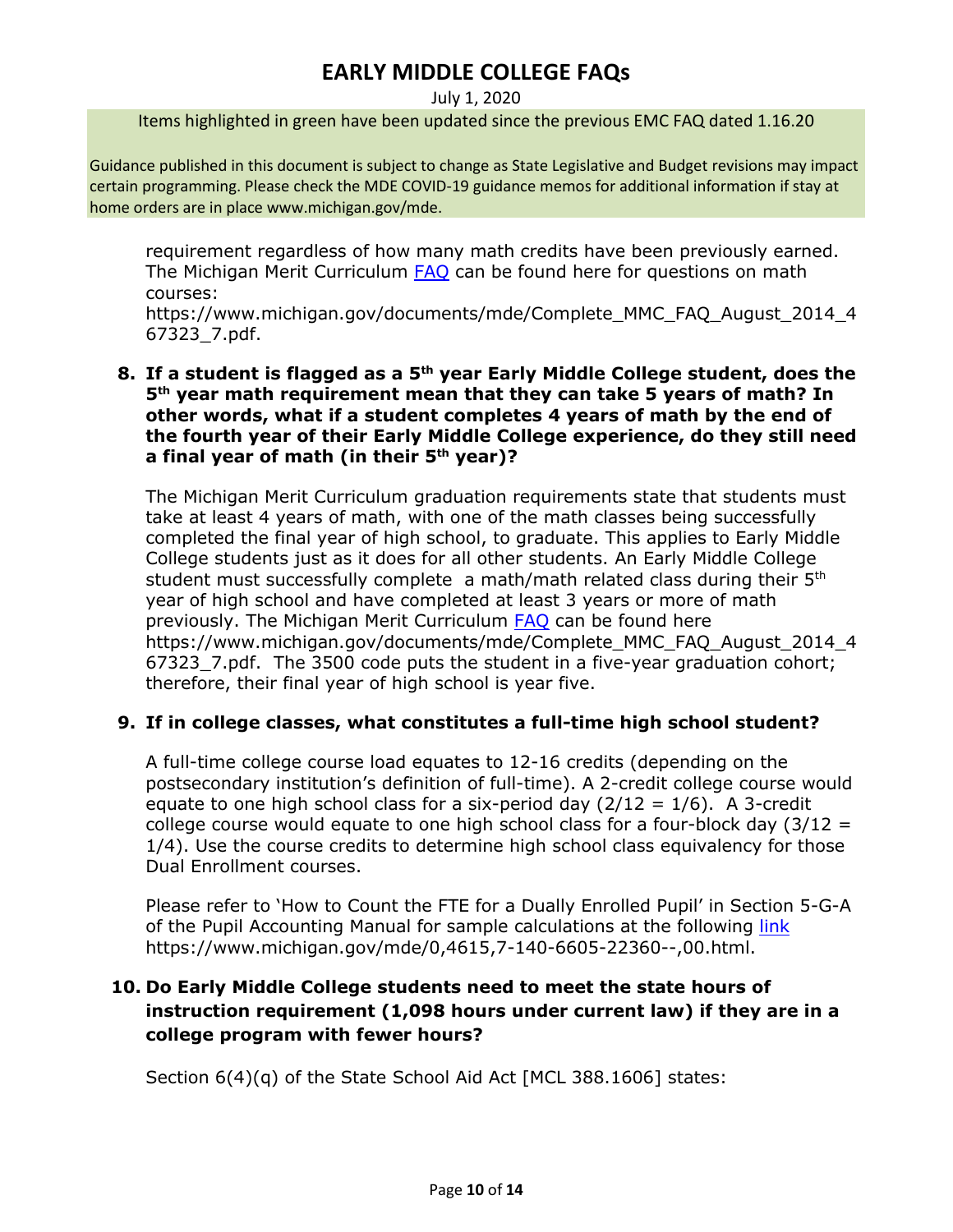requirement regardless of how many math credits have been previously earned. The Michigan Merit Curriculum [FAQ](https://www.michigan.gov/documents/mde/Complete_MMC_FAQ_August_2014_467323_7.pdf) can be found here for questions on math courses: https://www.michigan.gov/documents/mde/Complete_MMC_FAQ_August_2014_467323_7.pdf.

**8. If a student is flagged as a 5th year Early Middle College student, does the 5th year math requirement mean that they can take 5 years of math? In other words, what if a student completes 4 years of math by the end of the fourth year of their Early Middle College experience, do they still need a final year of math (in their 5th year)?**

The Michigan Merit Curriculum graduation requirements state that students must take at least 4 years of math, with one of the math classes being successfully completed the final year of high school, to graduate. This applies to Early Middle College students just as it does for all other students. An Early Middle College student must successfully complete a math/math related class during their 5th year of high school and have completed at least 3 years or more of math previously. The Michigan Merit Curriculum [FAQ](https://www.michigan.gov/documents/mde/Complete_MMC_FAQ_August_2014_467323_7.pdf) can be found here https://www.michigan.gov/documents/mde/Complete_MMC_FAQ_August_2014_467323_7.pdf. The 3500 code puts the student in a five-year graduation cohort; therefore, their final year of high school is year five.

**9. If in college classes, what constitutes a full-time high school student?**

A full-time college course load equates to 12-16 credits (depending on the postsecondary institution's definition of full-time). A 2-credit college course would equate to one high school class for a six-period day ($2/12 = 1/6$). A 3-credit college course would equate to one high school class for a four-block day ($3/12 = 1/4$). Use the course credits to determine high school class equivalency for those Dual Enrollment courses.

Please refer to 'How to Count the FTE for a Dually Enrolled Pupil' in Section 5-G-A of the Pupil Accounting Manual for sample calculations at the following [link](https://www.michigan.gov/mde/0,4615,7-140-6605-22360--,00.html) https://www.michigan.gov/mde/0,4615,7-140-6605-22360--,00.html.

**10. Do Early Middle College students need to meet the state hours of instruction requirement (1,098 hours under current law) if they are in a college program with fewer hours?**

Section 6(4)(q) of the State School Aid Act [MCL 388.1606] states: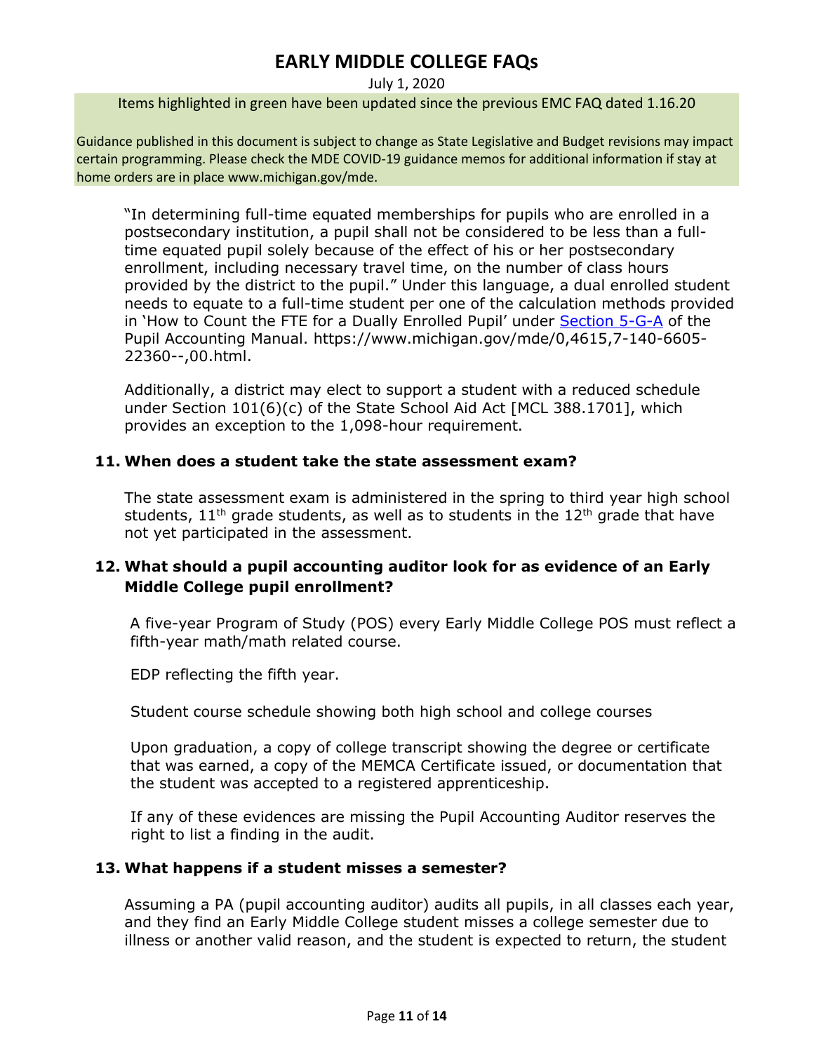# EARLY MIDDLE COLLEGE FAQs

July 1, 2020

Items highlighted in green have been updated since the previous EMC FAQ dated 1.16.20

Guidance published in this document is subject to change as State Legislative and Budget revisions may impact certain programming. Please check the MDE COVID-19 guidance memos for additional information if stay at home orders are in place www.michigan.gov/mde.

"In determining full-time equated memberships for pupils who are enrolled in a postsecondary institution, a pupil shall not be considered to be less than a full-time equated pupil solely because of the effect of his or her postsecondary enrollment, including necessary travel time, on the number of class hours provided by the district to the pupil." Under this language, a dual enrolled student needs to equate to a full-time student per one of the calculation methods provided in 'How to Count the FTE for a Dually Enrolled Pupil' under Section 5-G-A of the Pupil Accounting Manual. https://www.michigan.gov/mde/0,4615,7-140-6605-22360--,00.html.

Additionally, a district may elect to support a student with a reduced schedule under Section 101(6)(c) of the State School Aid Act [MCL 388.1701], which provides an exception to the 1,098-hour requirement.

**11. When does a student take the state assessment exam?**

The state assessment exam is administered in the spring to third year high school students, 11th grade students, as well as to students in the 12th grade that have not yet participated in the assessment.

**12. What should a pupil accounting auditor look for as evidence of an Early Middle College pupil enrollment?**

A five-year Program of Study (POS) every Early Middle College POS must reflect a fifth-year math/math related course.

EDP reflecting the fifth year.

Student course schedule showing both high school and college courses

Upon graduation, a copy of college transcript showing the degree or certificate that was earned, a copy of the MEMCA Certificate issued, or documentation that the student was accepted to a registered apprenticeship.

If any of these evidences are missing the Pupil Accounting Auditor reserves the right to list a finding in the audit.

**13. What happens if a student misses a semester?**

Assuming a PA (pupil accounting auditor) audits all pupils, in all classes each year, and they find an Early Middle College student misses a college semester due to illness or another valid reason, and the student is expected to return, the student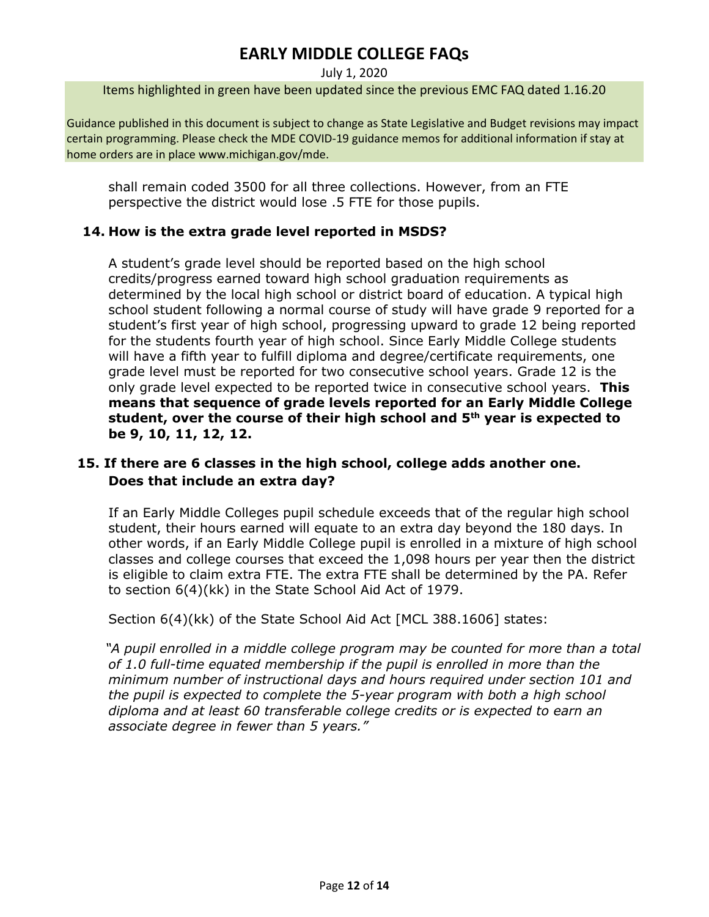shall remain coded 3500 for all three collections. However, from an FTE perspective the district would lose .5 FTE for those pupils.

**14. How is the extra grade level reported in MSDS?**

A student's grade level should be reported based on the high school credits/progress earned toward high school graduation requirements as determined by the local high school or district board of education. A typical high school student following a normal course of study will have grade 9 reported for a student's first year of high school, progressing upward to grade 12 being reported for the students fourth year of high school. Since Early Middle College students will have a fifth year to fulfill diploma and degree/certificate requirements, one grade level must be reported for two consecutive school years. Grade 12 is the only grade level expected to be reported twice in consecutive school years. **This means that sequence of grade levels reported for an Early Middle College student, over the course of their high school and 5th year is expected to be 9, 10, 11, 12, 12.**

**15. If there are 6 classes in the high school, college adds another one. Does that include an extra day?**

If an Early Middle Colleges pupil schedule exceeds that of the regular high school student, their hours earned will equate to an extra day beyond the 180 days. In other words, if an Early Middle College pupil is enrolled in a mixture of high school classes and college courses that exceed the 1,098 hours per year then the district is eligible to claim extra FTE. The extra FTE shall be determined by the PA. Refer to section 6(4)(kk) in the State School Aid Act of 1979.

Section 6(4)(kk) of the State School Aid Act [MCL 388.1606] states:

*"A pupil enrolled in a middle college program may be counted for more than a total of 1.0 full-time equated membership if the pupil is enrolled in more than the minimum number of instructional days and hours required under section 101 and the pupil is expected to complete the 5-year program with both a high school diploma and at least 60 transferable college credits or is expected to earn an associate degree in fewer than 5 years."*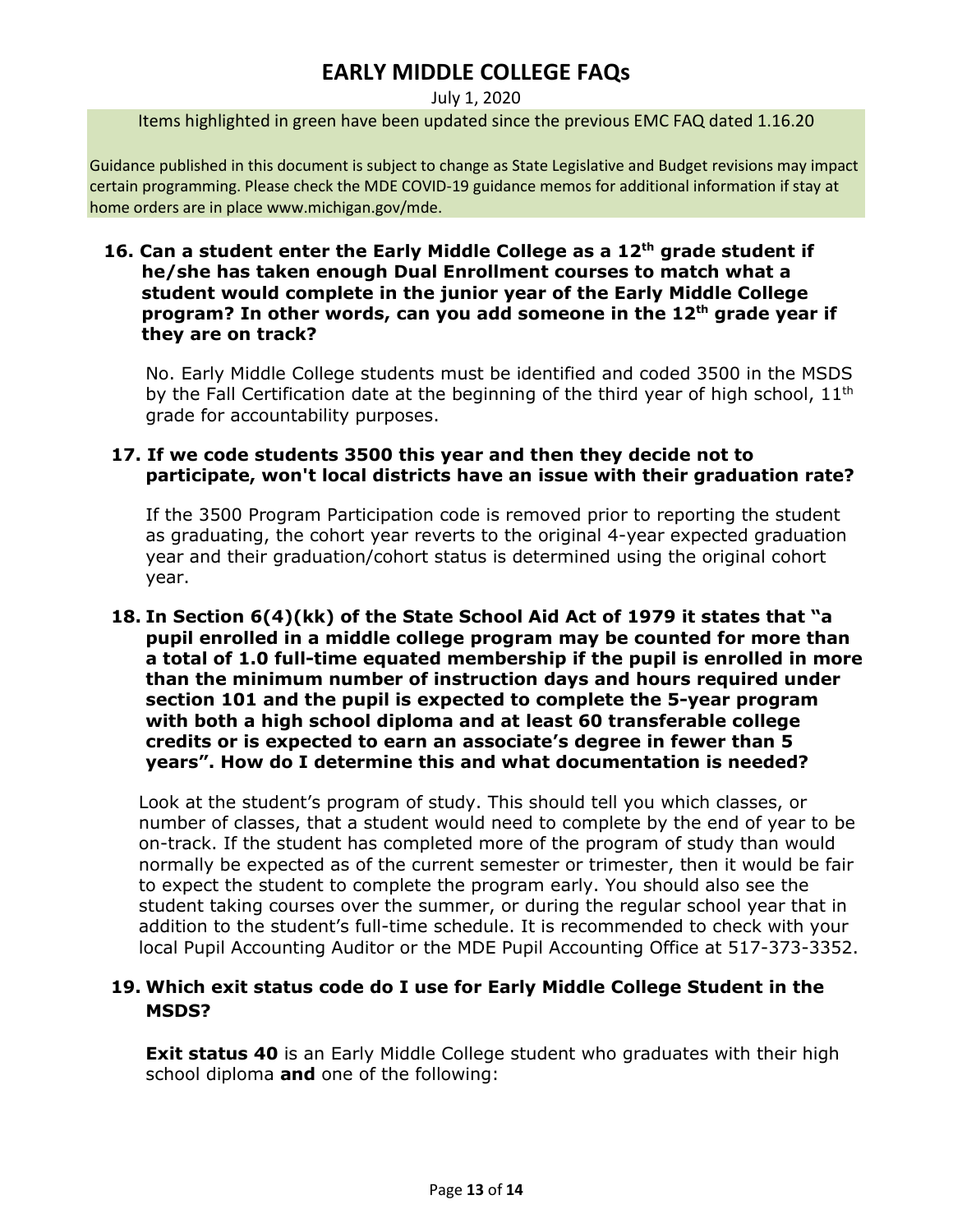# EARLY MIDDLE COLLEGE FAQs

July 1, 2020

Items highlighted in green have been updated since the previous EMC FAQ dated 1.16.20

Guidance published in this document is subject to change as State Legislative and Budget revisions may impact certain programming. Please check the MDE COVID-19 guidance memos for additional information if stay at home orders are in place www.michigan.gov/mde.

**16. Can a student enter the Early Middle College as a 12th grade student if he/she has taken enough Dual Enrollment courses to match what a student would complete in the junior year of the Early Middle College program? In other words, can you add someone in the 12th grade year if they are on track?**

No. Early Middle College students must be identified and coded 3500 in the MSDS by the Fall Certification date at the beginning of the third year of high school, 11th grade for accountability purposes.

**17. If we code students 3500 this year and then they decide not to participate, won't local districts have an issue with their graduation rate?**

If the 3500 Program Participation code is removed prior to reporting the student as graduating, the cohort year reverts to the original 4-year expected graduation year and their graduation/cohort status is determined using the original cohort year.

**18. In Section 6(4)(kk) of the State School Aid Act of 1979 it states that "a pupil enrolled in a middle college program may be counted for more than a total of 1.0 full-time equated membership if the pupil is enrolled in more than the minimum number of instruction days and hours required under section 101 and the pupil is expected to complete the 5-year program with both a high school diploma and at least 60 transferable college credits or is expected to earn an associate's degree in fewer than 5 years". How do I determine this and what documentation is needed?**

Look at the student's program of study. This should tell you which classes, or number of classes, that a student would need to complete by the end of year to be on-track. If the student has completed more of the program of study than would normally be expected as of the current semester or trimester, then it would be fair to expect the student to complete the program early. You should also see the student taking courses over the summer, or during the regular school year that in addition to the student's full-time schedule. It is recommended to check with your local Pupil Accounting Auditor or the MDE Pupil Accounting Office at 517-373-3352.

**19. Which exit status code do I use for Early Middle College Student in the MSDS?**

**Exit status 40** is an Early Middle College student who graduates with their high school diploma **and** one of the following: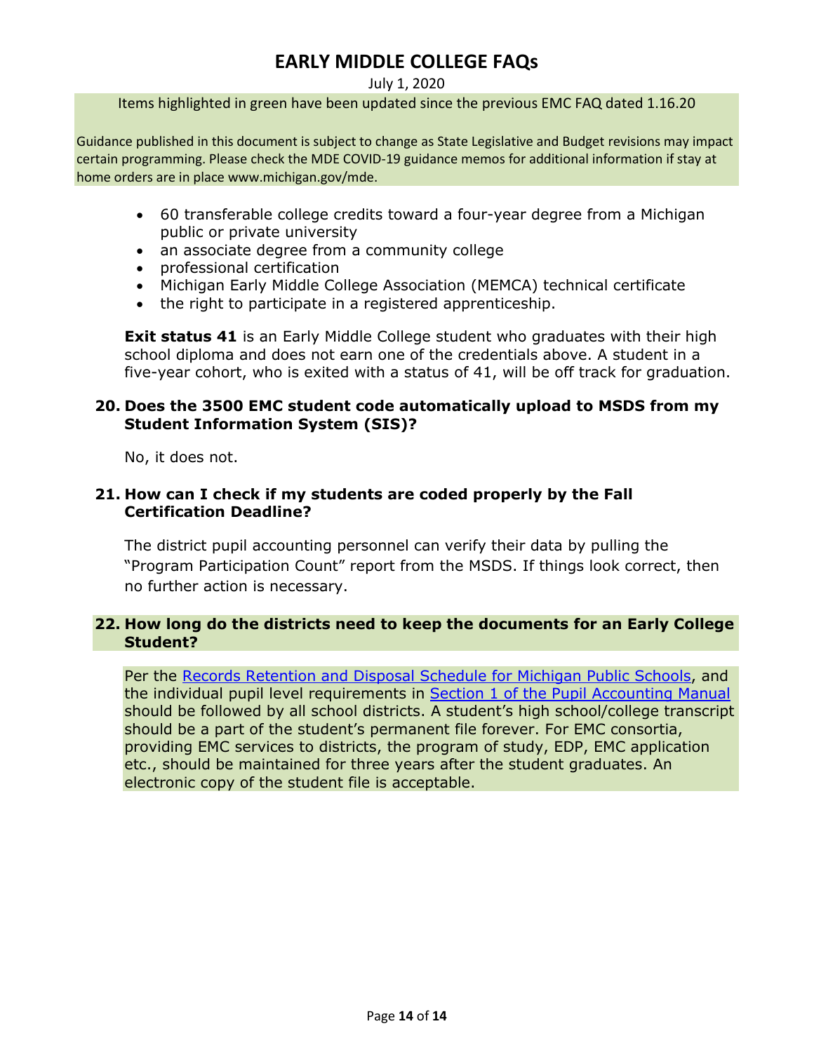# EARLY MIDDLE COLLEGE FAQs

July 1, 2020

Items highlighted in green have been updated since the previous EMC FAQ dated 1.16.20

Guidance published in this document is subject to change as State Legislative and Budget revisions may impact certain programming. Please check the MDE COVID-19 guidance memos for additional information if stay at home orders are in place www.michigan.gov/mde.

- 60 transferable college credits toward a four-year degree from a Michigan public or private university
- an associate degree from a community college
- professional certification
- Michigan Early Middle College Association (MEMCA) technical certificate
- the right to participate in a registered apprenticeship.

**Exit status 41** is an Early Middle College student who graduates with their high school diploma and does not earn one of the credentials above. A student in a five-year cohort, who is exited with a status of 41, will be off track for graduation.

**20. Does the 3500 EMC student code automatically upload to MSDS from my Student Information System (SIS)?**

No, it does not.

**21. How can I check if my students are coded properly by the Fall Certification Deadline?**

The district pupil accounting personnel can verify their data by pulling the "Program Participation Count" report from the MSDS. If things look correct, then no further action is necessary.

**22. How long do the districts need to keep the documents for an Early College Student?**

Per the Records Retention and Disposal Schedule for Michigan Public Schools, and the individual pupil level requirements in Section 1 of the Pupil Accounting Manual should be followed by all school districts. A student's high school/college transcript should be a part of the student's permanent file forever. For EMC consortia, providing EMC services to districts, the program of study, EDP, EMC application etc., should be maintained for three years after the student graduates. An electronic copy of the student file is acceptable.